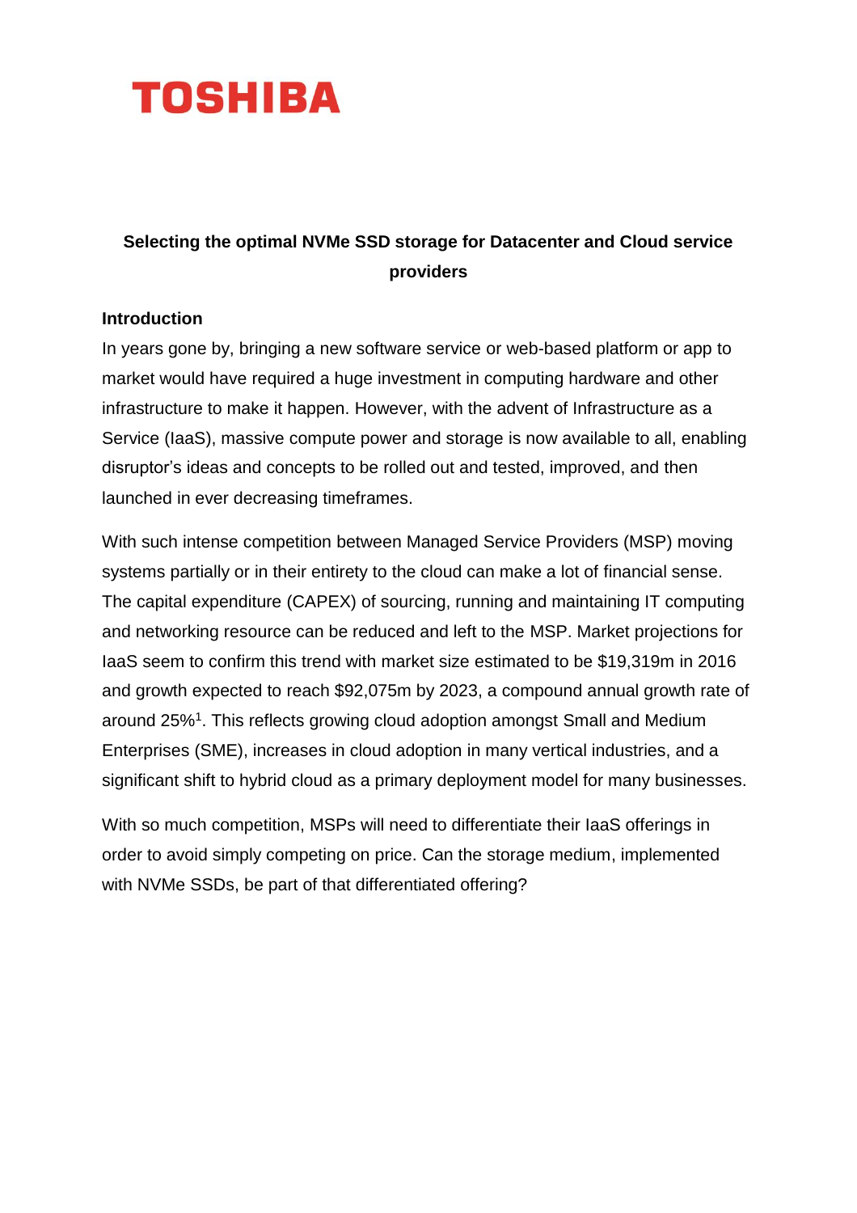TOSHIBA

# Selecting the optimal NVMe SSD storage for Datacenter and Cloud service providers

## Introduction

In years gone by, bringing a new software service or web-based platform or app to market would have required a huge investment in computing hardware and other infrastructure to make it happen. However, with the advent of Infrastructure as a Service (IaaS), massive compute power and storage is now available to all, enabling disruptor's ideas and concepts to be rolled out and tested, improved, and then launched in ever decreasing timeframes.

With such intense competition between Managed Service Providers (MSP) moving systems partially or in their entirety to the cloud can make a lot of financial sense. The capital expenditure (CAPEX) of sourcing, running and maintaining IT computing and networking resource can be reduced and left to the MSP. Market projections for IaaS seem to confirm this trend with market size estimated to be $19,319m in 2016 and growth expected to reach $92,075m by 2023, a compound annual growth rate of around 25%[1]. This reflects growing cloud adoption amongst Small and Medium Enterprises (SME), increases in cloud adoption in many vertical industries, and a significant shift to hybrid cloud as a primary deployment model for many businesses.

With so much competition, MSPs will need to differentiate their IaaS offerings in order to avoid simply competing on price. Can the storage medium, implemented with NVMe SSDs, be part of that differentiated offering?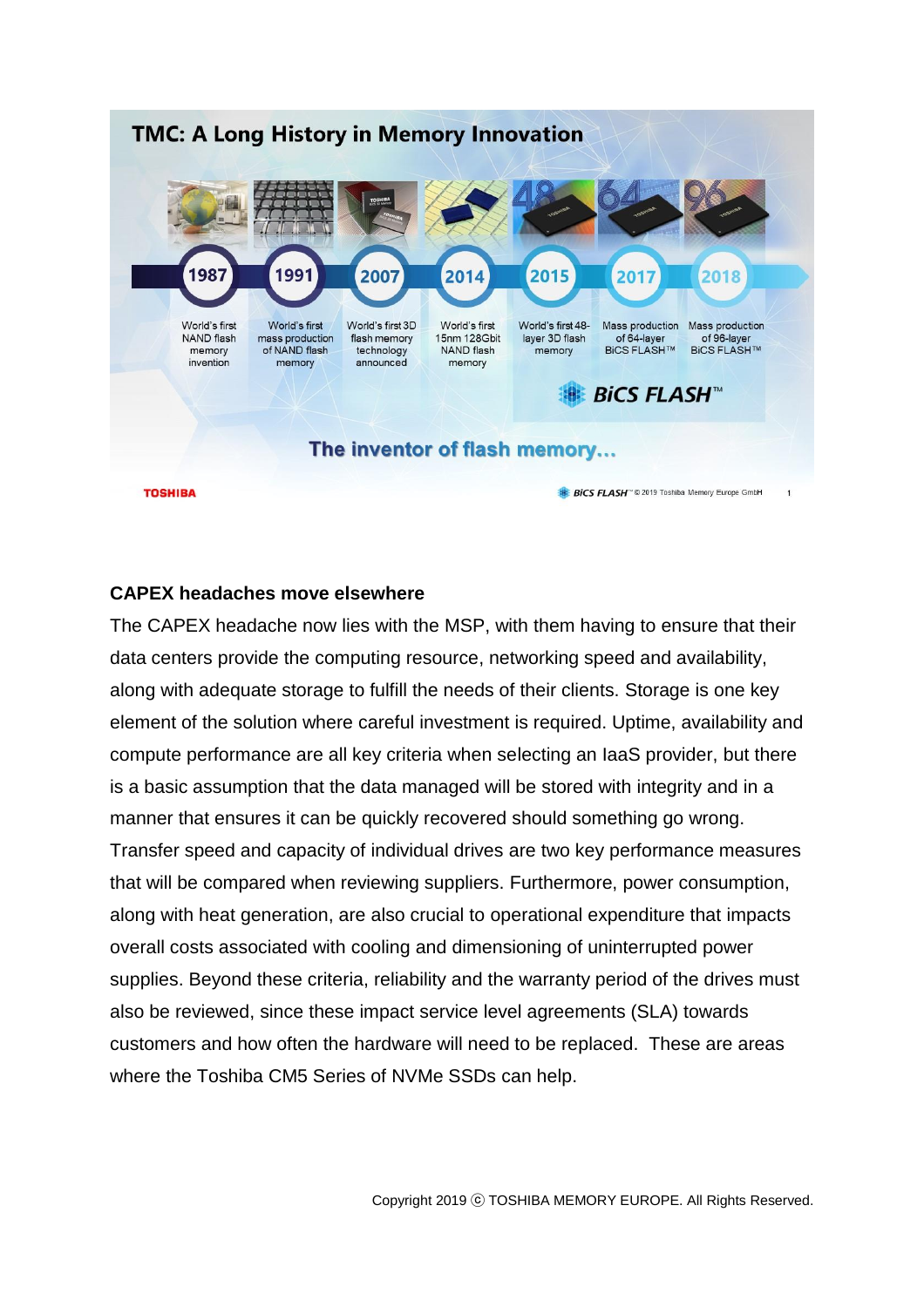## TMC: A Long History in Memory Innovation

- **1987** – World's first NAND flash memory invention
- **1991** – World's first mass production of NAND flash memory
- **2007** – World's first 3D flash memory technology announced
- **2014** – World's first 15nm 128Gbit NAND flash memory
- **2015** – World's first 48-layer 3D flash memory
- **2017** – Mass production of 64-layer BiCS FLASH™
- **2018** – Mass production of 96-layer BiCS FLASH™

BiCS FLASH™

The inventor of flash memory…

TOSHIBA — BiCS FLASH™ © 2019 Toshiba Memory Europe GmbH

**CAPEX headaches move elsewhere**

The CAPEX headache now lies with the MSP, with them having to ensure that their data centers provide the computing resource, networking speed and availability, along with adequate storage to fulfill the needs of their clients. Storage is one key element of the solution where careful investment is required. Uptime, availability and compute performance are all key criteria when selecting an IaaS provider, but there is a basic assumption that the data managed will be stored with integrity and in a manner that ensures it can be quickly recovered should something go wrong. Transfer speed and capacity of individual drives are two key performance measures that will be compared when reviewing suppliers. Furthermore, power consumption, along with heat generation, are also crucial to operational expenditure that impacts overall costs associated with cooling and dimensioning of uninterrupted power supplies. Beyond these criteria, reliability and the warranty period of the drives must also be reviewed, since these impact service level agreements (SLA) towards customers and how often the hardware will need to be replaced. These are areas where the Toshiba CM5 Series of NVMe SSDs can help.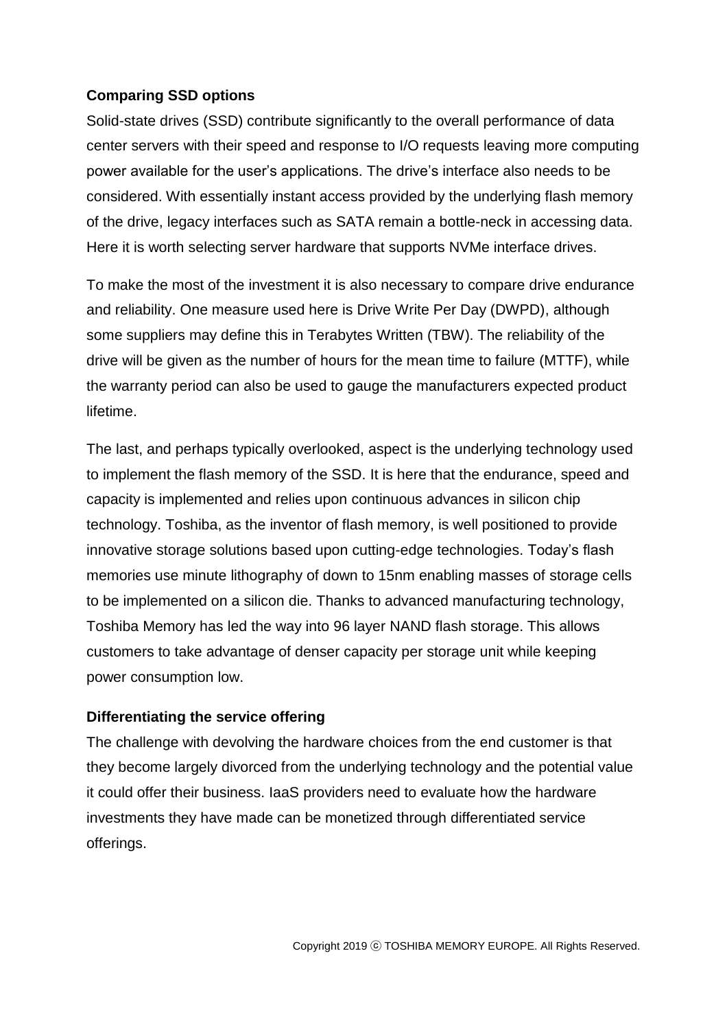**Comparing SSD options**

Solid-state drives (SSD) contribute significantly to the overall performance of data center servers with their speed and response to I/O requests leaving more computing power available for the user's applications. The drive's interface also needs to be considered. With essentially instant access provided by the underlying flash memory of the drive, legacy interfaces such as SATA remain a bottle-neck in accessing data. Here it is worth selecting server hardware that supports NVMe interface drives.

To make the most of the investment it is also necessary to compare drive endurance and reliability. One measure used here is Drive Write Per Day (DWPD), although some suppliers may define this in Terabytes Written (TBW). The reliability of the drive will be given as the number of hours for the mean time to failure (MTTF), while the warranty period can also be used to gauge the manufacturers expected product lifetime.

The last, and perhaps typically overlooked, aspect is the underlying technology used to implement the flash memory of the SSD. It is here that the endurance, speed and capacity is implemented and relies upon continuous advances in silicon chip technology. Toshiba, as the inventor of flash memory, is well positioned to provide innovative storage solutions based upon cutting-edge technologies. Today's flash memories use minute lithography of down to 15nm enabling masses of storage cells to be implemented on a silicon die. Thanks to advanced manufacturing technology, Toshiba Memory has led the way into 96 layer NAND flash storage. This allows customers to take advantage of denser capacity per storage unit while keeping power consumption low.

**Differentiating the service offering**

The challenge with devolving the hardware choices from the end customer is that they become largely divorced from the underlying technology and the potential value it could offer their business. IaaS providers need to evaluate how the hardware investments they have made can be monetized through differentiated service offerings.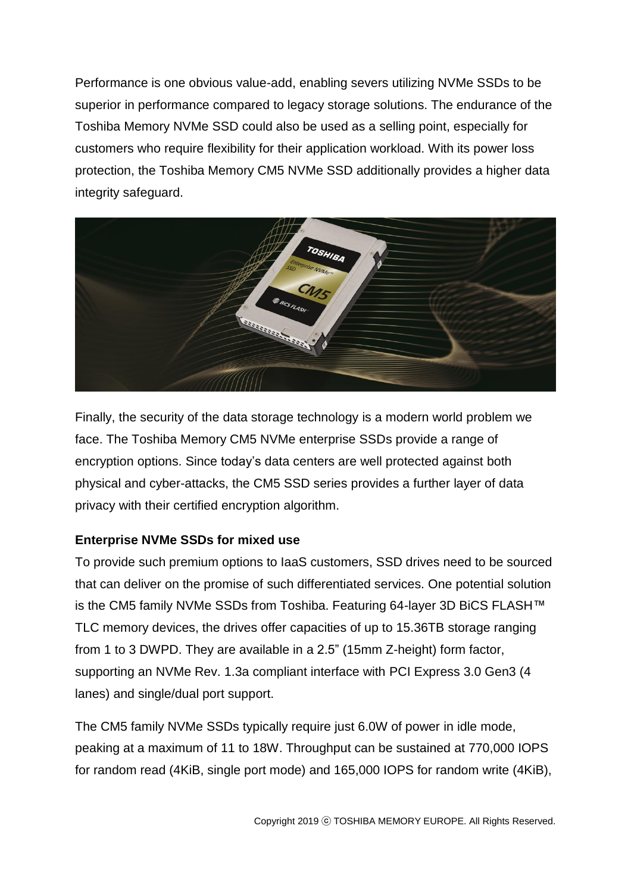Performance is one obvious value-add, enabling severs utilizing NVMe SSDs to be superior in performance compared to legacy storage solutions. The endurance of the Toshiba Memory NVMe SSD could also be used as a selling point, especially for customers who require flexibility for their application workload. With its power loss protection, the Toshiba Memory CM5 NVMe SSD additionally provides a higher data integrity safeguard.

Finally, the security of the data storage technology is a modern world problem we face. The Toshiba Memory CM5 NVMe enterprise SSDs provide a range of encryption options. Since today's data centers are well protected against both physical and cyber-attacks, the CM5 SSD series provides a further layer of data privacy with their certified encryption algorithm.

**Enterprise NVMe SSDs for mixed use**

To provide such premium options to IaaS customers, SSD drives need to be sourced that can deliver on the promise of such differentiated services. One potential solution is the CM5 family NVMe SSDs from Toshiba. Featuring 64-layer 3D BiCS FLASH™ TLC memory devices, the drives offer capacities of up to 15.36TB storage ranging from 1 to 3 DWPD. They are available in a 2.5" (15mm Z-height) form factor, supporting an NVMe Rev. 1.3a compliant interface with PCI Express 3.0 Gen3 (4 lanes) and single/dual port support.

The CM5 family NVMe SSDs typically require just 6.0W of power in idle mode, peaking at a maximum of 11 to 18W. Throughput can be sustained at 770,000 IOPS for random read (4KiB, single port mode) and 165,000 IOPS for random write (4KiB),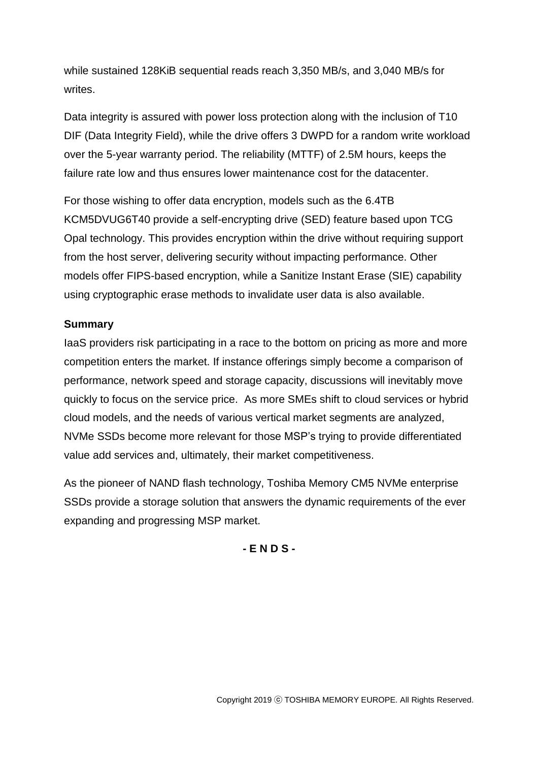while sustained 128KiB sequential reads reach 3,350 MB/s, and 3,040 MB/s for writes.

Data integrity is assured with power loss protection along with the inclusion of T10 DIF (Data Integrity Field), while the drive offers 3 DWPD for a random write workload over the 5-year warranty period. The reliability (MTTF) of 2.5M hours, keeps the failure rate low and thus ensures lower maintenance cost for the datacenter.

For those wishing to offer data encryption, models such as the 6.4TB KCM5DVUG6T40 provide a self-encrypting drive (SED) feature based upon TCG Opal technology. This provides encryption within the drive without requiring support from the host server, delivering security without impacting performance. Other models offer FIPS-based encryption, while a Sanitize Instant Erase (SIE) capability using cryptographic erase methods to invalidate user data is also available.

**Summary**

IaaS providers risk participating in a race to the bottom on pricing as more and more competition enters the market. If instance offerings simply become a comparison of performance, network speed and storage capacity, discussions will inevitably move quickly to focus on the service price. As more SMEs shift to cloud services or hybrid cloud models, and the needs of various vertical market segments are analyzed, NVMe SSDs become more relevant for those MSP's trying to provide differentiated value add services and, ultimately, their market competitiveness.

As the pioneer of NAND flash technology, Toshiba Memory CM5 NVMe enterprise SSDs provide a storage solution that answers the dynamic requirements of the ever expanding and progressing MSP market.

**- E N D S -**

Copyright 2019 ⓒ TOSHIBA MEMORY EUROPE. All Rights Reserved.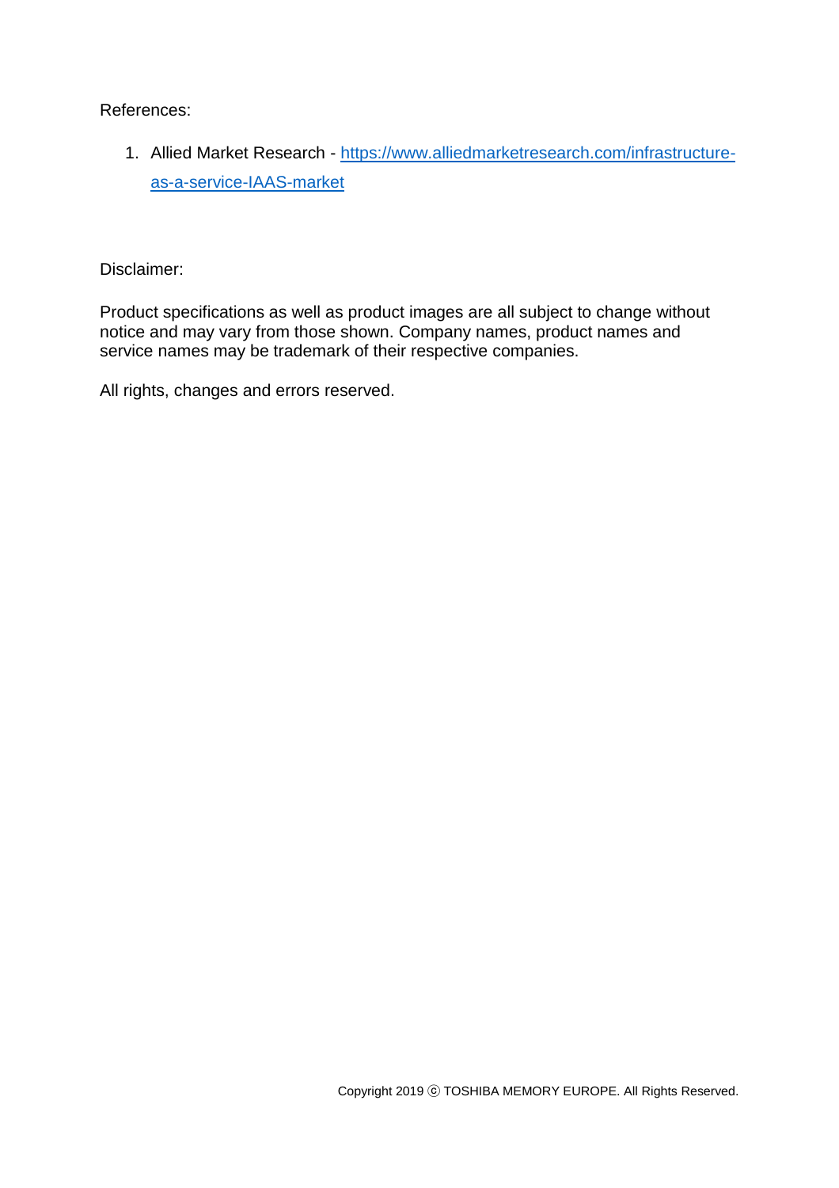References:

1. Allied Market Research - [https://www.alliedmarketresearch.com/infrastructure-as-a-service-IAAS-market](https://www.alliedmarketresearch.com/infrastructure-as-a-service-IAAS-market)

Disclaimer:

Product specifications as well as product images are all subject to change without notice and may vary from those shown. Company names, product names and service names may be trademark of their respective companies.

All rights, changes and errors reserved.

Copyright 2019 ⓒ TOSHIBA MEMORY EUROPE. All Rights Reserved.